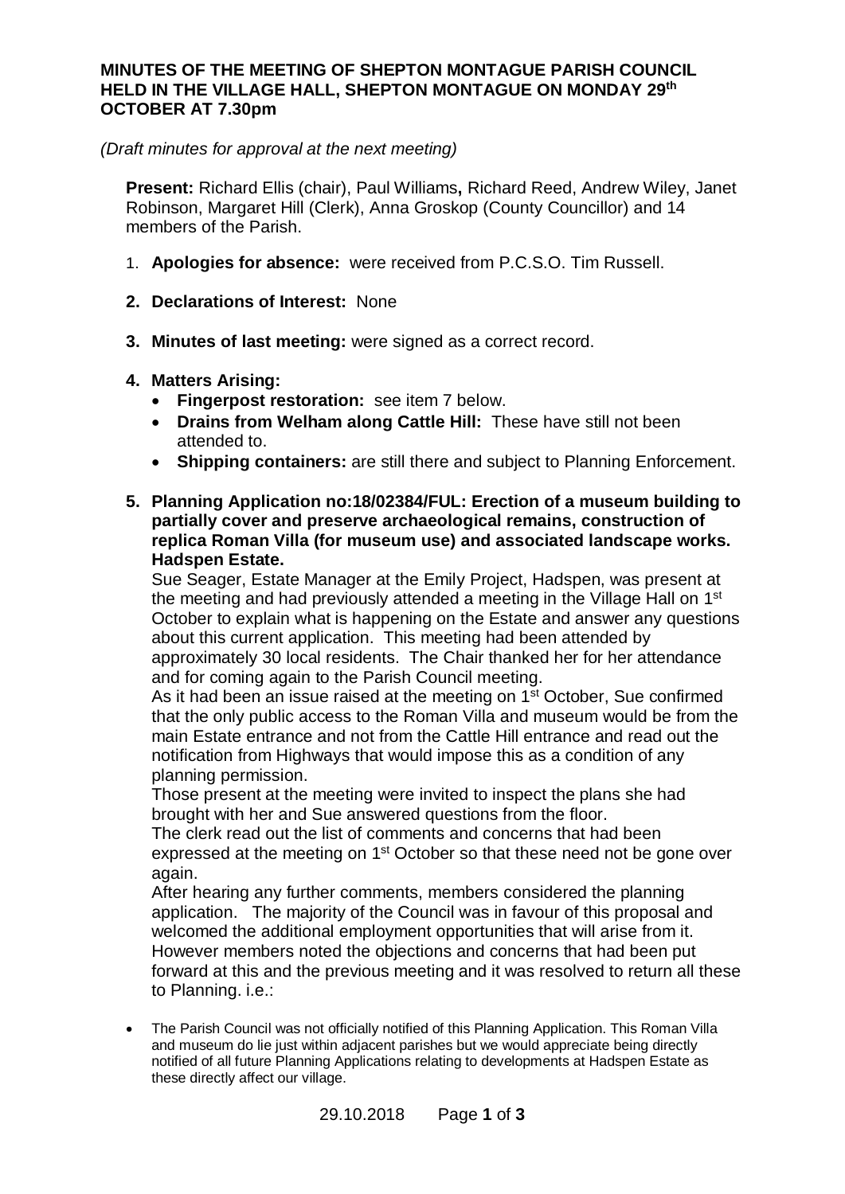**MINUTES OF THE MEETING OF SHEPTON MONTAGUE PARISH COUNCIL HELD IN THE VILLAGE HALL, SHEPTON MONTAGUE ON MONDAY 29th OCTOBER AT 7.30pm**

*(Draft minutes for approval at the next meeting)*

**Present:** Richard Ellis (chair), Paul Williams**,** Richard Reed, Andrew Wiley, Janet Robinson, Margaret Hill (Clerk), Anna Groskop (County Councillor) and 14 members of the Parish.

1. **Apologies for absence:** were received from P.C.S.O. Tim Russell.
2. **Declarations of Interest:** None
3. **Minutes of last meeting:** were signed as a correct record.
4. **Matters Arising:**
   - **Fingerpost restoration:** see item 7 below.
   - **Drains from Welham along Cattle Hill:** These have still not been attended to.
   - **Shipping containers:** are still there and subject to Planning Enforcement.
5. **Planning Application no:18/02384/FUL: Erection of a museum building to partially cover and preserve archaeological remains, construction of replica Roman Villa (for museum use) and associated landscape works. Hadspen Estate.**

   Sue Seager, Estate Manager at the Emily Project, Hadspen, was present at the meeting and had previously attended a meeting in the Village Hall on 1st October to explain what is happening on the Estate and answer any questions about this current application. This meeting had been attended by approximately 30 local residents. The Chair thanked her for her attendance and for coming again to the Parish Council meeting.

   As it had been an issue raised at the meeting on 1st October, Sue confirmed that the only public access to the Roman Villa and museum would be from the main Estate entrance and not from the Cattle Hill entrance and read out the notification from Highways that would impose this as a condition of any planning permission.

   Those present at the meeting were invited to inspect the plans she had brought with her and Sue answered questions from the floor.

   The clerk read out the list of comments and concerns that had been expressed at the meeting on 1st October so that these need not be gone over again.

   After hearing any further comments, members considered the planning application. The majority of the Council was in favour of this proposal and welcomed the additional employment opportunities that will arise from it. However members noted the objections and concerns that had been put forward at this and the previous meeting and it was resolved to return all these to Planning. i.e.:

- The Parish Council was not officially notified of this Planning Application. This Roman Villa and museum do lie just within adjacent parishes but we would appreciate being directly notified of all future Planning Applications relating to developments at Hadspen Estate as these directly affect our village.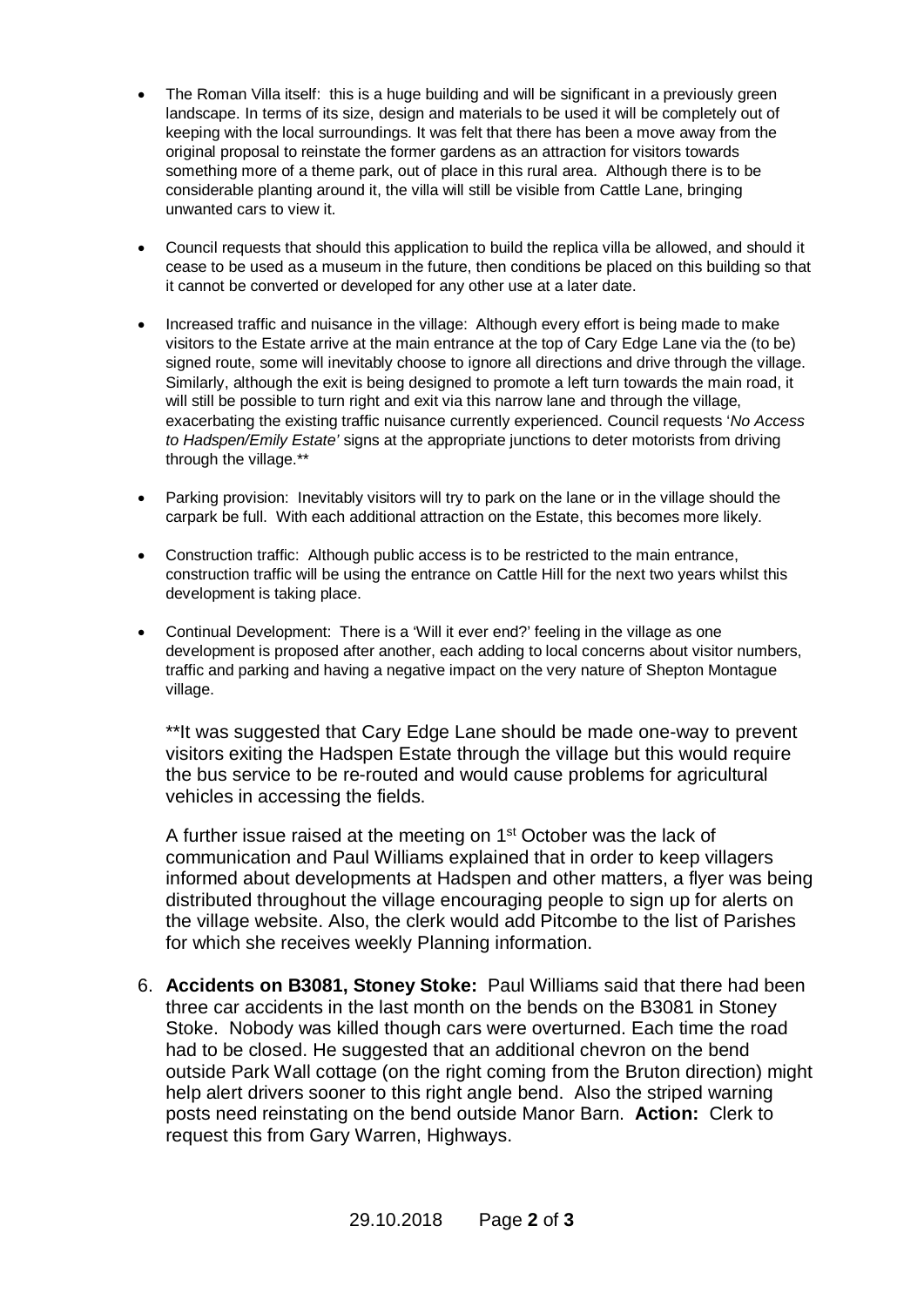- The Roman Villa itself: this is a huge building and will be significant in a previously green landscape. In terms of its size, design and materials to be used it will be completely out of keeping with the local surroundings. It was felt that there has been a move away from the original proposal to reinstate the former gardens as an attraction for visitors towards something more of a theme park, out of place in this rural area. Although there is to be considerable planting around it, the villa will still be visible from Cattle Lane, bringing unwanted cars to view it.

- Council requests that should this application to build the replica villa be allowed, and should it cease to be used as a museum in the future, then conditions be placed on this building so that it cannot be converted or developed for any other use at a later date.

- Increased traffic and nuisance in the village: Although every effort is being made to make visitors to the Estate arrive at the main entrance at the top of Cary Edge Lane via the (to be) signed route, some will inevitably choose to ignore all directions and drive through the village. Similarly, although the exit is being designed to promote a left turn towards the main road, it will still be possible to turn right and exit via this narrow lane and through the village, exacerbating the existing traffic nuisance currently experienced. Council requests '*No Access to Hadspen/Emily Estate'* signs at the appropriate junctions to deter motorists from driving through the village.**

- Parking provision: Inevitably visitors will try to park on the lane or in the village should the carpark be full. With each additional attraction on the Estate, this becomes more likely.

- Construction traffic: Although public access is to be restricted to the main entrance, construction traffic will be using the entrance on Cattle Hill for the next two years whilst this development is taking place.

- Continual Development: There is a 'Will it ever end?' feeling in the village as one development is proposed after another, each adding to local concerns about visitor numbers, traffic and parking and having a negative impact on the very nature of Shepton Montague village.

**It was suggested that Cary Edge Lane should be made one-way to prevent visitors exiting the Hadspen Estate through the village but this would require the bus service to be re-routed and would cause problems for agricultural vehicles in accessing the fields.

A further issue raised at the meeting on 1st October was the lack of communication and Paul Williams explained that in order to keep villagers informed about developments at Hadspen and other matters, a flyer was being distributed throughout the village encouraging people to sign up for alerts on the village website. Also, the clerk would add Pitcombe to the list of Parishes for which she receives weekly Planning information.

6. **Accidents on B3081, Stoney Stoke:** Paul Williams said that there had been three car accidents in the last month on the bends on the B3081 in Stoney Stoke. Nobody was killed though cars were overturned. Each time the road had to be closed. He suggested that an additional chevron on the bend outside Park Wall cottage (on the right coming from the Bruton direction) might help alert drivers sooner to this right angle bend. Also the striped warning posts need reinstating on the bend outside Manor Barn. **Action:** Clerk to request this from Gary Warren, Highways.

29.10.2018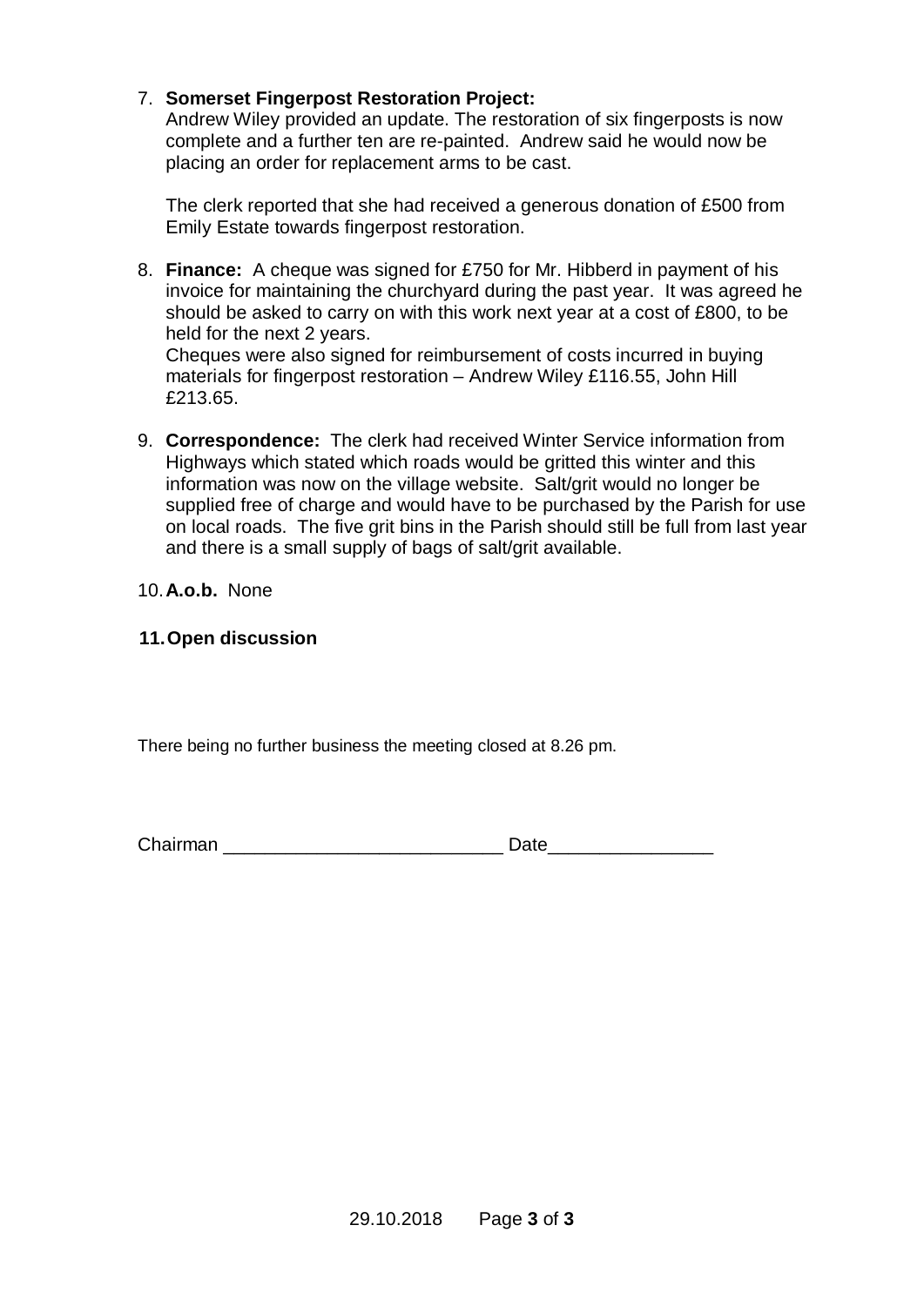7. **Somerset Fingerpost Restoration Project:**
   Andrew Wiley provided an update. The restoration of six fingerposts is now complete and a further ten are re-painted. Andrew said he would now be placing an order for replacement arms to be cast.

   The clerk reported that she had received a generous donation of £500 from Emily Estate towards fingerpost restoration.

8. **Finance:** A cheque was signed for £750 for Mr. Hibberd in payment of his invoice for maintaining the churchyard during the past year. It was agreed he should be asked to carry on with this work next year at a cost of £800, to be held for the next 2 years.
   Cheques were also signed for reimbursement of costs incurred in buying materials for fingerpost restoration – Andrew Wiley £116.55, John Hill £213.65.

9. **Correspondence:** The clerk had received Winter Service information from Highways which stated which roads would be gritted this winter and this information was now on the village website. Salt/grit would no longer be supplied free of charge and would have to be purchased by the Parish for use on local roads. The five grit bins in the Parish should still be full from last year and there is a small supply of bags of salt/grit available.

10. **A.o.b.** None

11. **Open discussion**

There being no further business the meeting closed at 8.26 pm.

Chairman ___________________________ Date________________